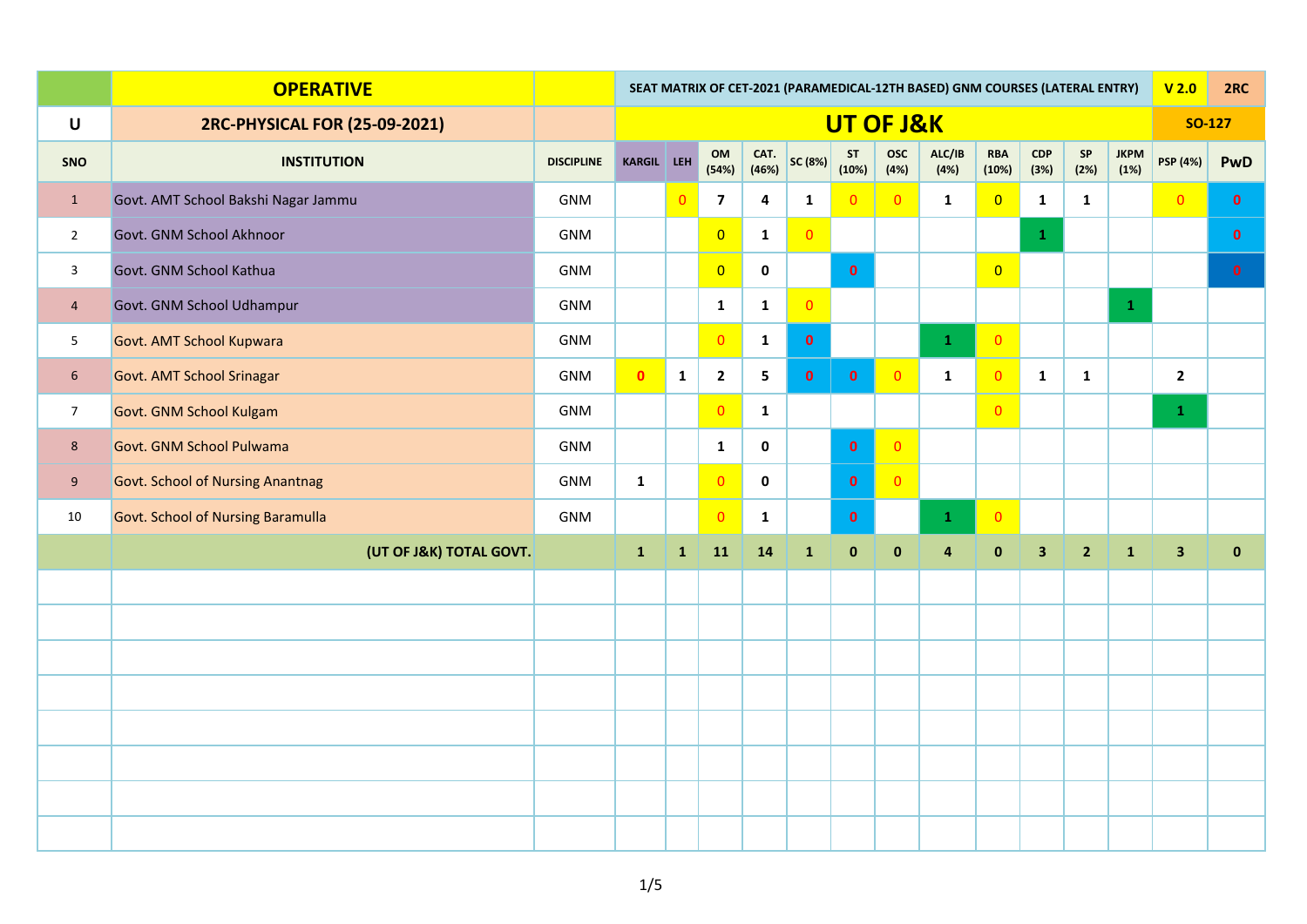| | OPERATIVE | | SEAT MATRIX OF CET-2021 (PARAMEDICAL-12TH BASED) GNM COURSES (LATERAL ENTRY) | | | | | | | | | | | | V 2.0 | 2RC |
|---|---|---|---|---|---|---|---|---|---|---|---|---|---|---|---|---|
| U | 2RC-PHYSICAL FOR (25-09-2021) | | UT OF J&K | | | | | | | | | | | | SO-127 | |
| SNO | INSTITUTION | DISCIPLINE | KARGIL | LEH | OM (54%) | CAT. (46%) | SC (8%) | ST (10%) | OSC (4%) | ALC/IB (4%) | RBA (10%) | CDP (3%) | SP (2%) | JKPM (1%) | PSP (4%) | PwD |
| 1 | Govt. AMT School Bakshi Nagar Jammu | GNM | | 0 | 7 | 4 | 1 | 0 | 0 | 1 | 0 | 1 | 1 | | 0 | 0 |
| 2 | Govt. GNM School Akhnoor | GNM | | | 0 | 1 | 0 | | | | | 1 | | | | 0 |
| 3 | Govt. GNM School Kathua | GNM | | | 0 | 0 | | 0 | | | 0 | | | | | 0 |
| 4 | Govt. GNM School Udhampur | GNM | | | 1 | 1 | 0 | | | | | | | 1 | | |
| 5 | Govt. AMT School Kupwara | GNM | | | 0 | 1 | 0 | | | 1 | 0 | | | | | |
| 6 | Govt. AMT School Srinagar | GNM | 0 | 1 | 2 | 5 | 0 | 0 | 0 | 1 | 0 | 1 | 1 | | 2 | |
| 7 | Govt. GNM School Kulgam | GNM | | | 0 | 1 | | | | | 0 | | | | 1 | |
| 8 | Govt. GNM School Pulwama | GNM | | | 1 | 0 | | 0 | 0 | | | | | | | |
| 9 | Govt. School of Nursing Anantnag | GNM | 1 | | 0 | 0 | | 0 | 0 | | | | | | | |
| 10 | Govt. School of Nursing Baramulla | GNM | | | 0 | 1 | | 0 | | 1 | 0 | | | | | |
| | (UT OF J&K) TOTAL GOVT. | | 1 | 1 | 11 | 14 | 1 | 0 | 0 | 4 | 0 | 3 | 2 | 1 | 3 | 0 |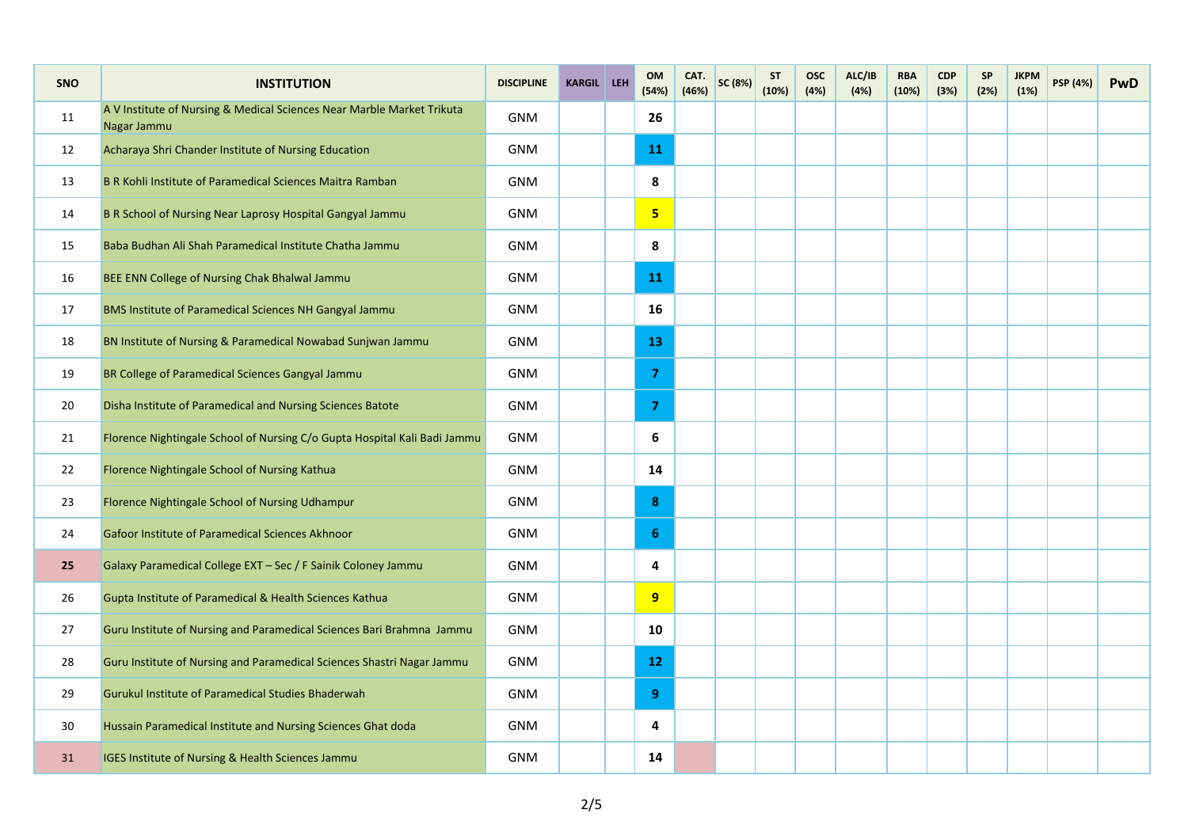| SNO | INSTITUTION | DISCIPLINE | KARGIL | LEH | OM (54%) | CAT. (46%) | SC (8%) | ST (10%) | OSC (4%) | ALC/IB (4%) | RBA (10%) | CDP (3%) | SP (2%) | JKPM (1%) | PSP (4%) | PwD |
|---|---|---|---|---|---|---|---|---|---|---|---|---|---|---|---|---|
| 11 | A V Institute of Nursing & Medical Sciences Near Marble Market Trikuta Nagar Jammu | GNM | | | **26** | | | | | | | | | | | |
| 12 | Acharaya Shri Chander Institute of Nursing Education | GNM | | | **11** | | | | | | | | | | | |
| 13 | B R Kohli Institute of Paramedical Sciences Maitra Ramban | GNM | | | **8** | | | | | | | | | | | |
| 14 | B R School of Nursing Near Laprosy Hospital Gangyal Jammu | GNM | | | **5** | | | | | | | | | | | |
| 15 | Baba Budhan Ali Shah Paramedical Institute Chatha Jammu | GNM | | | **8** | | | | | | | | | | | |
| 16 | BEE ENN College of Nursing Chak Bhalwal Jammu | GNM | | | **11** | | | | | | | | | | | |
| 17 | BMS Institute of Paramedical Sciences NH Gangyal Jammu | GNM | | | **16** | | | | | | | | | | | |
| 18 | BN Institute of Nursing & Paramedical Nowabad Sunjwan Jammu | GNM | | | **13** | | | | | | | | | | | |
| 19 | BR College of Paramedical Sciences Gangyal Jammu | GNM | | | **7** | | | | | | | | | | | |
| 20 | Disha Institute of Paramedical and Nursing Sciences Batote | GNM | | | **7** | | | | | | | | | | | |
| 21 | Florence Nightingale School of Nursing C/o Gupta Hospital Kali Badi Jammu | GNM | | | **6** | | | | | | | | | | | |
| 22 | Florence Nightingale School of Nursing Kathua | GNM | | | **14** | | | | | | | | | | | |
| 23 | Florence Nightingale School of Nursing Udhampur | GNM | | | **8** | | | | | | | | | | | |
| 24 | Gafoor Institute of Paramedical Sciences Akhnoor | GNM | | | **6** | | | | | | | | | | | |
| **25** | Galaxy Paramedical College EXT – Sec / F Sainik Coloney Jammu | GNM | | | **4** | | | | | | | | | | | |
| 26 | Gupta Institute of Paramedical & Health Sciences Kathua | GNM | | | **9** | | | | | | | | | | | |
| 27 | Guru Institute of Nursing and Paramedical Sciences Bari Brahmna Jammu | GNM | | | **10** | | | | | | | | | | | |
| 28 | Guru Institute of Nursing and Paramedical Sciences Shastri Nagar Jammu | GNM | | | **12** | | | | | | | | | | | |
| 29 | Gurukul Institute of Paramedical Studies Bhaderwah | GNM | | | **9** | | | | | | | | | | | |
| 30 | Hussain Paramedical Institute and Nursing Sciences Ghat doda | GNM | | | **4** | | | | | | | | | | | |
| 31 | IGES Institute of Nursing & Health Sciences Jammu | GNM | | | **14** | | | | | | | | | | | |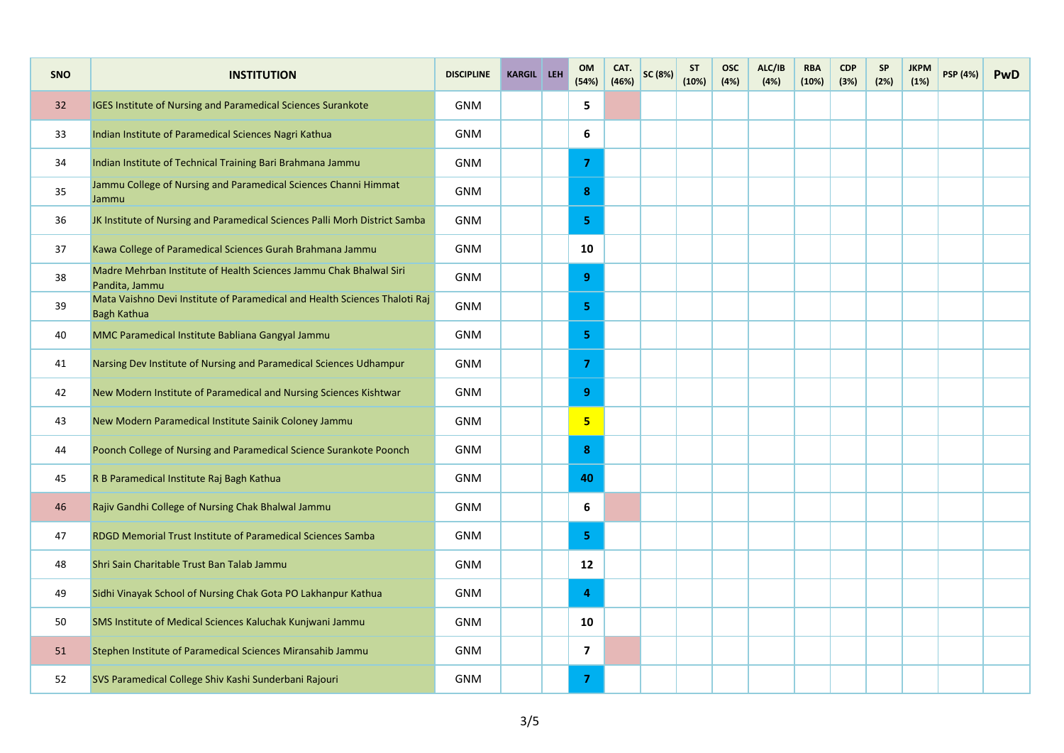| SNO | INSTITUTION | DISCIPLINE | KARGIL | LEH | OM (54%) | CAT. (46%) | SC (8%) | ST (10%) | OSC (4%) | ALC/IB (4%) | RBA (10%) | CDP (3%) | SP (2%) | JKPM (1%) | PSP (4%) | PwD |
|---|---|---|---|---|---|---|---|---|---|---|---|---|---|---|---|---|
| 32 | IGES Institute of Nursing and Paramedical Sciences Surankote | GNM | | | 5 | | | | | | | | | | | |
| 33 | Indian Institute of Paramedical Sciences Nagri Kathua | GNM | | | 6 | | | | | | | | | | | |
| 34 | Indian Institute of Technical Training Bari Brahmana Jammu | GNM | | | 7 | | | | | | | | | | | |
| 35 | Jammu College of Nursing and Paramedical Sciences Channi Himmat Jammu | GNM | | | 8 | | | | | | | | | | | |
| 36 | JK Institute of Nursing and Paramedical Sciences Palli Morh District Samba | GNM | | | 5 | | | | | | | | | | | |
| 37 | Kawa College of Paramedical Sciences Gurah Brahmana Jammu | GNM | | | 10 | | | | | | | | | | | |
| 38 | Madre Mehrban Institute of Health Sciences Jammu Chak Bhalwal Siri Pandita, Jammu | GNM | | | 9 | | | | | | | | | | | |
| 39 | Mata Vaishno Devi Institute of Paramedical and Health Sciences Thaloti Raj Bagh Kathua | GNM | | | 5 | | | | | | | | | | | |
| 40 | MMC Paramedical Institute Babliana Gangyal Jammu | GNM | | | 5 | | | | | | | | | | | |
| 41 | Narsing Dev Institute of Nursing and Paramedical Sciences Udhampur | GNM | | | 7 | | | | | | | | | | | |
| 42 | New Modern Institute of Paramedical and Nursing Sciences Kishtwar | GNM | | | 9 | | | | | | | | | | | |
| 43 | New Modern Paramedical Institute Sainik Coloney Jammu | GNM | | | 5 | | | | | | | | | | | |
| 44 | Poonch College of Nursing and Paramedical Science Surankote Poonch | GNM | | | 8 | | | | | | | | | | | |
| 45 | R B Paramedical Institute Raj Bagh Kathua | GNM | | | 40 | | | | | | | | | | | |
| 46 | Rajiv Gandhi College of Nursing Chak Bhalwal Jammu | GNM | | | 6 | | | | | | | | | | | |
| 47 | RDGD Memorial Trust Institute of Paramedical Sciences Samba | GNM | | | 5 | | | | | | | | | | | |
| 48 | Shri Sain Charitable Trust Ban Talab Jammu | GNM | | | 12 | | | | | | | | | | | |
| 49 | Sidhi Vinayak School of Nursing Chak Gota PO Lakhanpur Kathua | GNM | | | 4 | | | | | | | | | | | |
| 50 | SMS Institute of Medical Sciences Kaluchak Kunjwani Jammu | GNM | | | 10 | | | | | | | | | | | |
| 51 | Stephen Institute of Paramedical Sciences Miransahib Jammu | GNM | | | 7 | | | | | | | | | | | |
| 52 | SVS Paramedical College Shiv Kashi Sunderbani Rajouri | GNM | | | 7 | | | | | | | | | | | |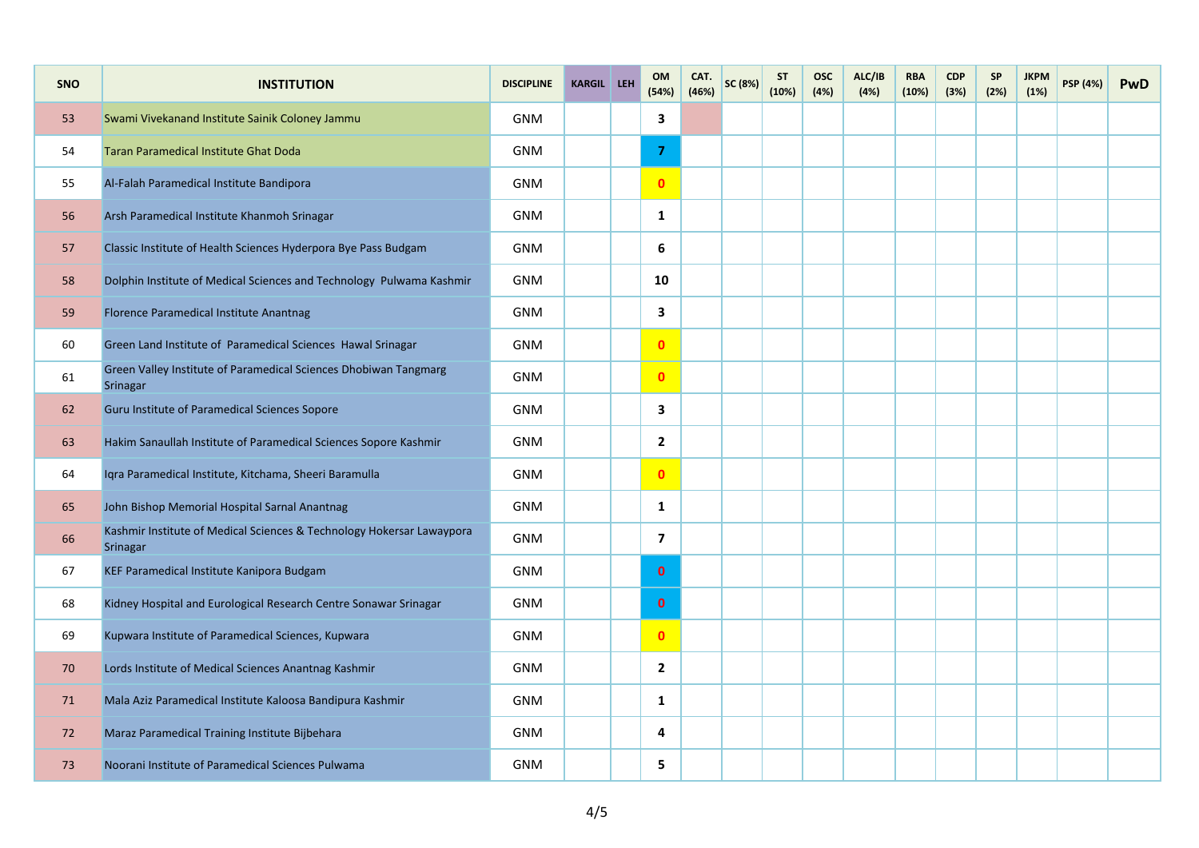| SNO | INSTITUTION | DISCIPLINE | KARGIL | LEH | OM (54%) | CAT. (46%) | SC (8%) | ST (10%) | OSC (4%) | ALC/IB (4%) | RBA (10%) | CDP (3%) | SP (2%) | JKPM (1%) | PSP (4%) | PwD |
|---|---|---|---|---|---|---|---|---|---|---|---|---|---|---|---|---|
| 53 | Swami Vivekanand Institute Sainik Coloney Jammu | GNM | | | 3 | | | | | | | | | | | |
| 54 | Taran Paramedical Institute Ghat Doda | GNM | | | 7 | | | | | | | | | | | |
| 55 | Al-Falah Paramedical Institute Bandipora | GNM | | | 0 | | | | | | | | | | | |
| 56 | Arsh Paramedical Institute Khanmoh Srinagar | GNM | | | 1 | | | | | | | | | | | |
| 57 | Classic Institute of Health Sciences Hyderpora Bye Pass Budgam | GNM | | | 6 | | | | | | | | | | | |
| 58 | Dolphin Institute of Medical Sciences and Technology Pulwama Kashmir | GNM | | | 10 | | | | | | | | | | | |
| 59 | Florence Paramedical Institute Anantnag | GNM | | | 3 | | | | | | | | | | | |
| 60 | Green Land Institute of Paramedical Sciences Hawal Srinagar | GNM | | | 0 | | | | | | | | | | | |
| 61 | Green Valley Institute of Paramedical Sciences Dhobiwan Tangmarg Srinagar | GNM | | | 0 | | | | | | | | | | | |
| 62 | Guru Institute of Paramedical Sciences Sopore | GNM | | | 3 | | | | | | | | | | | |
| 63 | Hakim Sanaullah Institute of Paramedical Sciences Sopore Kashmir | GNM | | | 2 | | | | | | | | | | | |
| 64 | Iqra Paramedical Institute, Kitchama, Sheeri Baramulla | GNM | | | 0 | | | | | | | | | | | |
| 65 | John Bishop Memorial Hospital Sarnal Anantnag | GNM | | | 1 | | | | | | | | | | | |
| 66 | Kashmir Institute of Medical Sciences & Technology Hokersar Lawaypora Srinagar | GNM | | | 7 | | | | | | | | | | | |
| 67 | KEF Paramedical Institute Kanipora Budgam | GNM | | | 0 | | | | | | | | | | | |
| 68 | Kidney Hospital and Eurological Research Centre Sonawar Srinagar | GNM | | | 0 | | | | | | | | | | | |
| 69 | Kupwara Institute of Paramedical Sciences, Kupwara | GNM | | | 0 | | | | | | | | | | | |
| 70 | Lords Institute of Medical Sciences Anantnag Kashmir | GNM | | | 2 | | | | | | | | | | | |
| 71 | Mala Aziz Paramedical Institute Kaloosa Bandipura Kashmir | GNM | | | 1 | | | | | | | | | | | |
| 72 | Maraz Paramedical Training Institute Bijbehara | GNM | | | 4 | | | | | | | | | | | |
| 73 | Noorani Institute of Paramedical Sciences Pulwama | GNM | | | 5 | | | | | | | | | | | |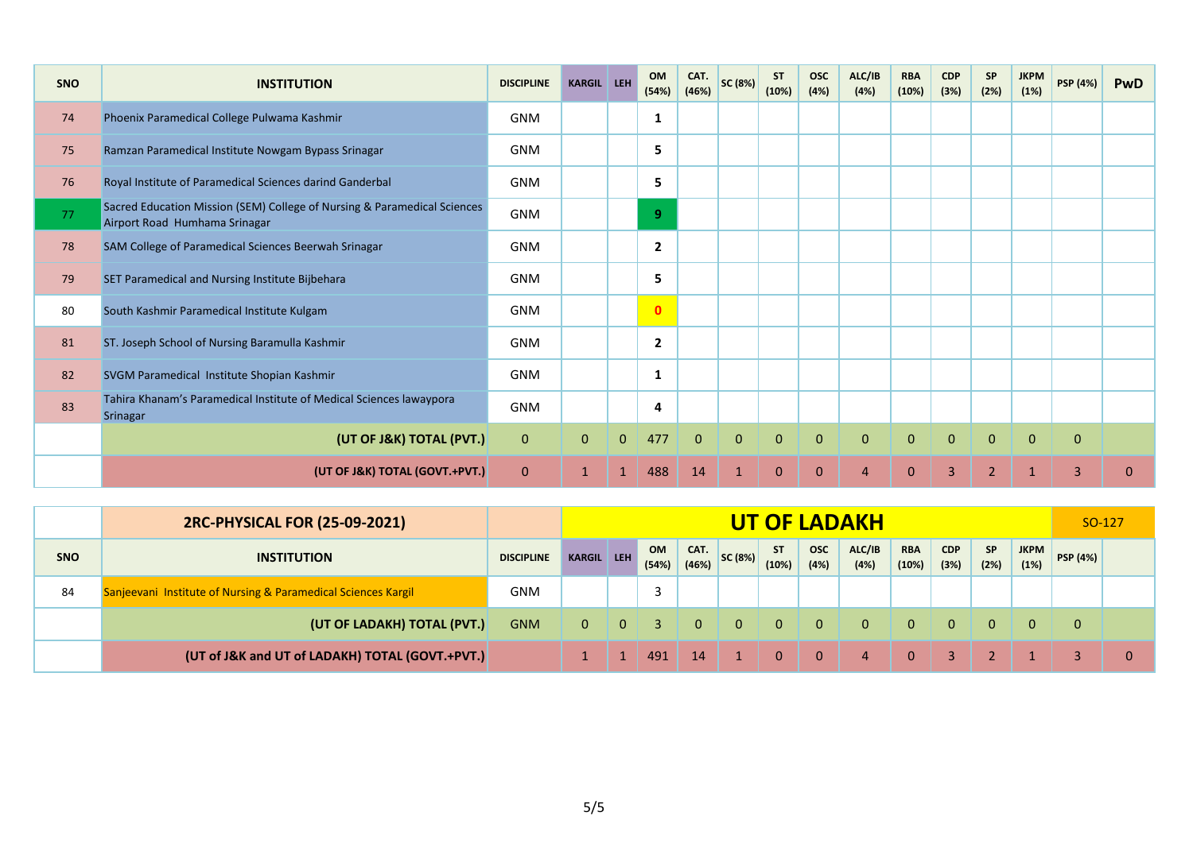| SNO | INSTITUTION | DISCIPLINE | KARGIL | LEH | OM (54%) | CAT. (46%) | SC (8%) | ST (10%) | OSC (4%) | ALC/IB (4%) | RBA (10%) | CDP (3%) | SP (2%) | JKPM (1%) | PSP (4%) | PwD |
|---|---|---|---|---|---|---|---|---|---|---|---|---|---|---|---|---|
| 74 | Phoenix Paramedical College Pulwama Kashmir | GNM | | | 1 | | | | | | | | | | | |
| 75 | Ramzan Paramedical Institute Nowgam Bypass Srinagar | GNM | | | 5 | | | | | | | | | | | |
| 76 | Royal Institute of Paramedical Sciences darind Ganderbal | GNM | | | 5 | | | | | | | | | | | |
| 77 | Sacred Education Mission (SEM) College of Nursing & Paramedical Sciences Airport Road Humhama Srinagar | GNM | | | 9 | | | | | | | | | | | |
| 78 | SAM College of Paramedical Sciences Beerwah Srinagar | GNM | | | 2 | | | | | | | | | | | |
| 79 | SET Paramedical and Nursing Institute Bijbehara | GNM | | | 5 | | | | | | | | | | | |
| 80 | South Kashmir Paramedical Institute Kulgam | GNM | | | 0 | | | | | | | | | | | |
| 81 | ST. Joseph School of Nursing Baramulla Kashmir | GNM | | | 2 | | | | | | | | | | | |
| 82 | SVGM Paramedical Institute Shopian Kashmir | GNM | | | 1 | | | | | | | | | | | |
| 83 | Tahira Khanam's Paramedical Institute of Medical Sciences lawaypora Srinagar | GNM | | | 4 | | | | | | | | | | | |
| | **(UT OF J&K) TOTAL (PVT.)** | 0 | 0 | 0 | 477 | 0 | 0 | 0 | 0 | 0 | 0 | 0 | 0 | 0 | 0 | |
| | **(UT OF J&K) TOTAL (GOVT.+PVT.)** | 0 | 1 | 1 | 488 | 14 | 1 | 0 | 0 | 4 | 0 | 3 | 2 | 1 | 3 | 0 |

| | **2RC-PHYSICAL FOR (25-09-2021)** | | **UT OF LADAKH** | | | | | | | | | | | | SO-127 | |
|---|---|---|---|---|---|---|---|---|---|---|---|---|---|---|---|---|
| **SNO** | **INSTITUTION** | **DISCIPLINE** | **KARGIL** | **LEH** | **OM (54%)** | **CAT. (46%)** | **SC (8%)** | **ST (10%)** | **OSC (4%)** | **ALC/IB (4%)** | **RBA (10%)** | **CDP (3%)** | **SP (2%)** | **JKPM (1%)** | **PSP (4%)** | |
| 84 | Sanjeevani Institute of Nursing & Paramedical Sciences Kargil | GNM | | | 3 | | | | | | | | | | | |
| | **(UT OF LADAKH) TOTAL (PVT.)** | GNM | 0 | 0 | 3 | 0 | 0 | 0 | 0 | 0 | 0 | 0 | 0 | 0 | 0 | |
| | **(UT of J&K and UT of LADAKH) TOTAL (GOVT.+PVT.)** | | 1 | 1 | 491 | 14 | 1 | 0 | 0 | 4 | 0 | 3 | 2 | 1 | 3 | 0 |